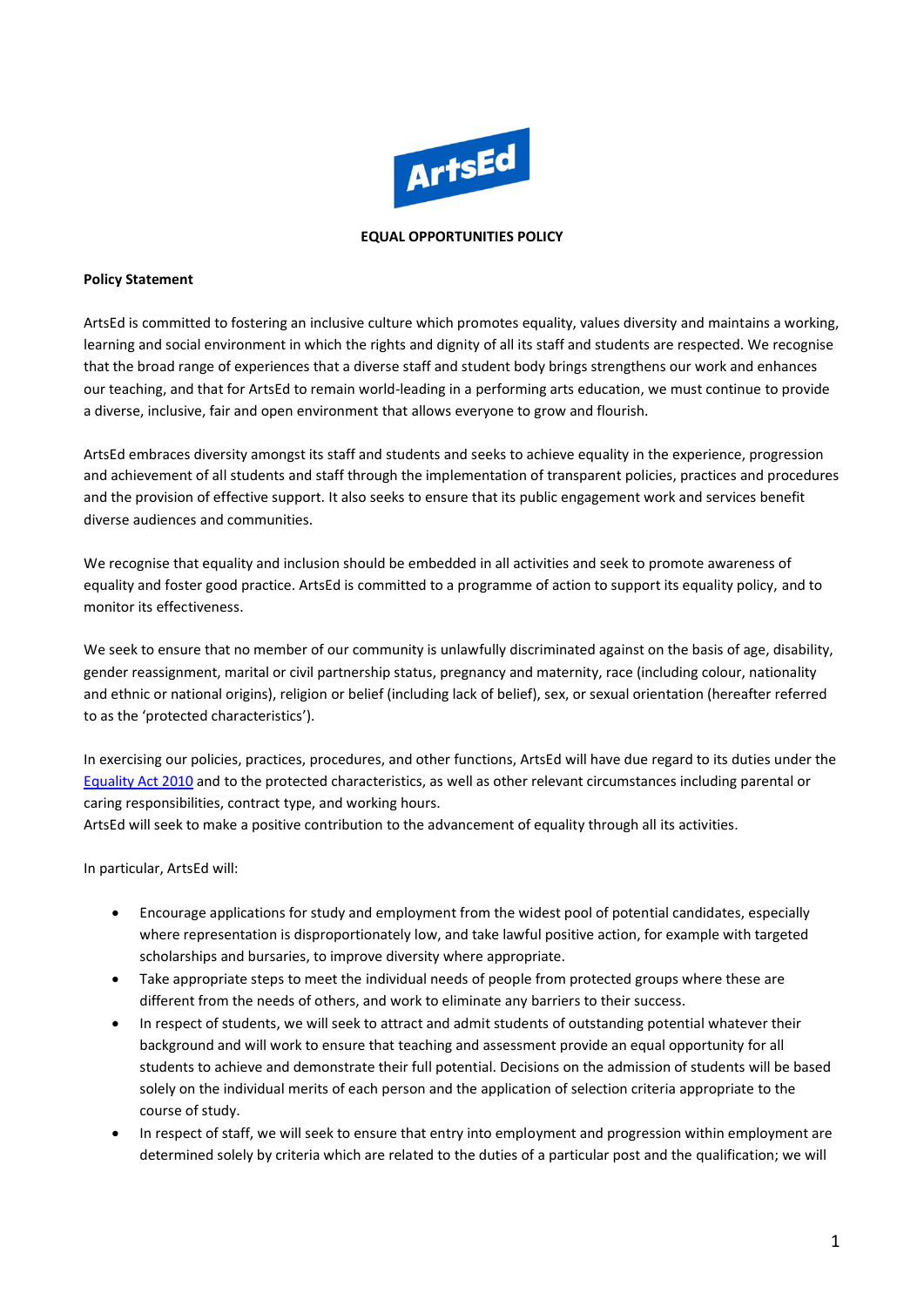# EQUAL OPPORTUNITIES POLICY

**Policy Statement**

ArtsEd is committed to fostering an inclusive culture which promotes equality, values diversity and maintains a working, learning and social environment in which the rights and dignity of all its staff and students are respected. We recognise that the broad range of experiences that a diverse staff and student body brings strengthens our work and enhances our teaching, and that for ArtsEd to remain world-leading in a performing arts education, we must continue to provide a diverse, inclusive, fair and open environment that allows everyone to grow and flourish.

ArtsEd embraces diversity amongst its staff and students and seeks to achieve equality in the experience, progression and achievement of all students and staff through the implementation of transparent policies, practices and procedures and the provision of effective support. It also seeks to ensure that its public engagement work and services benefit diverse audiences and communities.

We recognise that equality and inclusion should be embedded in all activities and seek to promote awareness of equality and foster good practice. ArtsEd is committed to a programme of action to support its equality policy, and to monitor its effectiveness.

We seek to ensure that no member of our community is unlawfully discriminated against on the basis of age, disability, gender reassignment, marital or civil partnership status, pregnancy and maternity, race (including colour, nationality and ethnic or national origins), religion or belief (including lack of belief), sex, or sexual orientation (hereafter referred to as the 'protected characteristics').

In exercising our policies, practices, procedures, and other functions, ArtsEd will have due regard to its duties under the Equality Act 2010 and to the protected characteristics, as well as other relevant circumstances including parental or caring responsibilities, contract type, and working hours.
ArtsEd will seek to make a positive contribution to the advancement of equality through all its activities.

In particular, ArtsEd will:

- Encourage applications for study and employment from the widest pool of potential candidates, especially where representation is disproportionately low, and take lawful positive action, for example with targeted scholarships and bursaries, to improve diversity where appropriate.
- Take appropriate steps to meet the individual needs of people from protected groups where these are different from the needs of others, and work to eliminate any barriers to their success.
- In respect of students, we will seek to attract and admit students of outstanding potential whatever their background and will work to ensure that teaching and assessment provide an equal opportunity for all students to achieve and demonstrate their full potential. Decisions on the admission of students will be based solely on the individual merits of each person and the application of selection criteria appropriate to the course of study.
- In respect of staff, we will seek to ensure that entry into employment and progression within employment are determined solely by criteria which are related to the duties of a particular post and the qualification; we will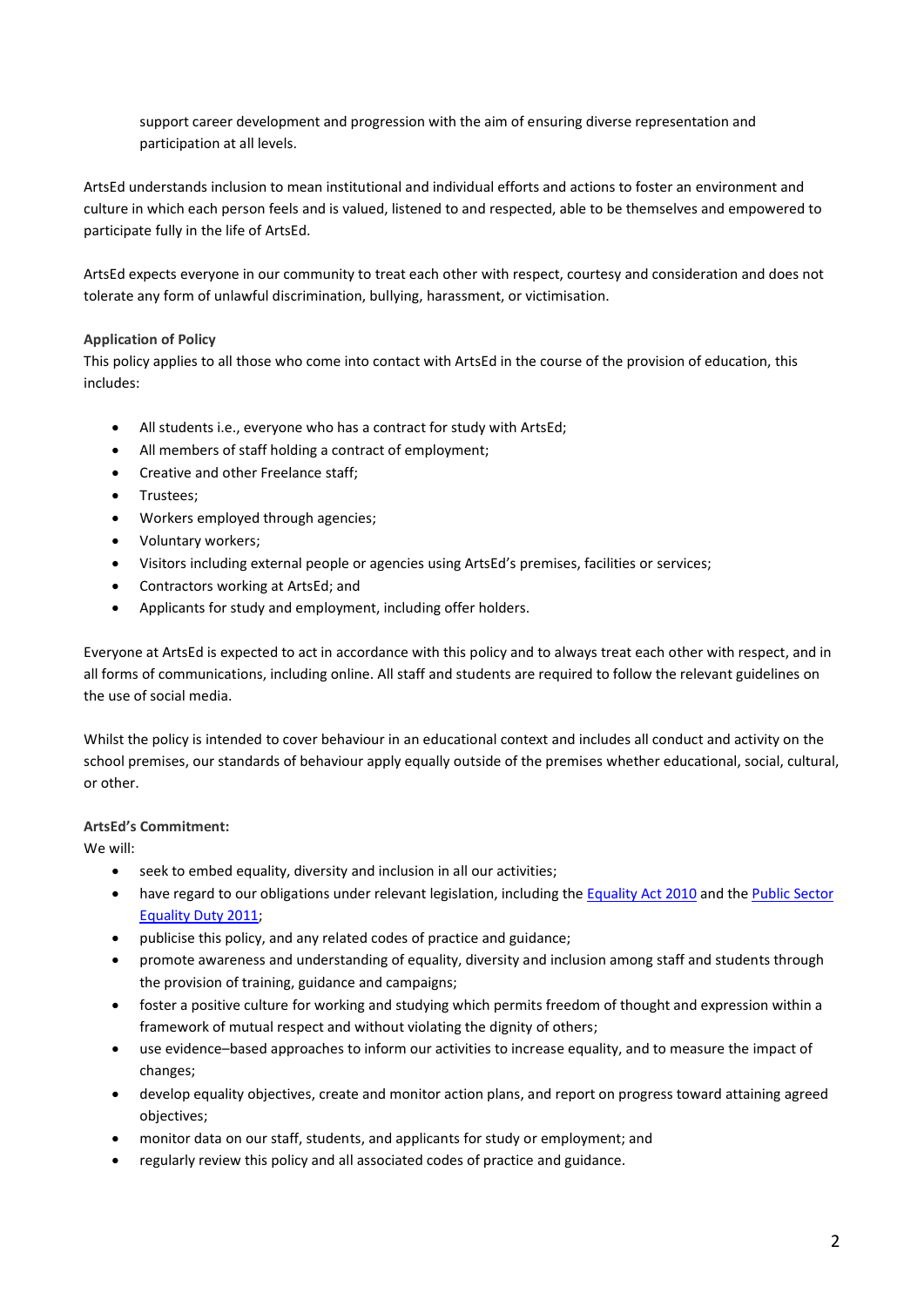support career development and progression with the aim of ensuring diverse representation and participation at all levels.

ArtsEd understands inclusion to mean institutional and individual efforts and actions to foster an environment and culture in which each person feels and is valued, listened to and respected, able to be themselves and empowered to participate fully in the life of ArtsEd.

ArtsEd expects everyone in our community to treat each other with respect, courtesy and consideration and does not tolerate any form of unlawful discrimination, bullying, harassment, or victimisation.

**Application of Policy**

This policy applies to all those who come into contact with ArtsEd in the course of the provision of education, this includes:

- All students i.e., everyone who has a contract for study with ArtsEd;
- All members of staff holding a contract of employment;
- Creative and other Freelance staff;
- Trustees;
- Workers employed through agencies;
- Voluntary workers;
- Visitors including external people or agencies using ArtsEd's premises, facilities or services;
- Contractors working at ArtsEd; and
- Applicants for study and employment, including offer holders.

Everyone at ArtsEd is expected to act in accordance with this policy and to always treat each other with respect, and in all forms of communications, including online. All staff and students are required to follow the relevant guidelines on the use of social media.

Whilst the policy is intended to cover behaviour in an educational context and includes all conduct and activity on the school premises, our standards of behaviour apply equally outside of the premises whether educational, social, cultural, or other.

**ArtsEd's Commitment:**

We will:

- seek to embed equality, diversity and inclusion in all our activities;
- have regard to our obligations under relevant legislation, including the Equality Act 2010 and the Public Sector Equality Duty 2011;
- publicise this policy, and any related codes of practice and guidance;
- promote awareness and understanding of equality, diversity and inclusion among staff and students through the provision of training, guidance and campaigns;
- foster a positive culture for working and studying which permits freedom of thought and expression within a framework of mutual respect and without violating the dignity of others;
- use evidence–based approaches to inform our activities to increase equality, and to measure the impact of changes;
- develop equality objectives, create and monitor action plans, and report on progress toward attaining agreed objectives;
- monitor data on our staff, students, and applicants for study or employment; and
- regularly review this policy and all associated codes of practice and guidance.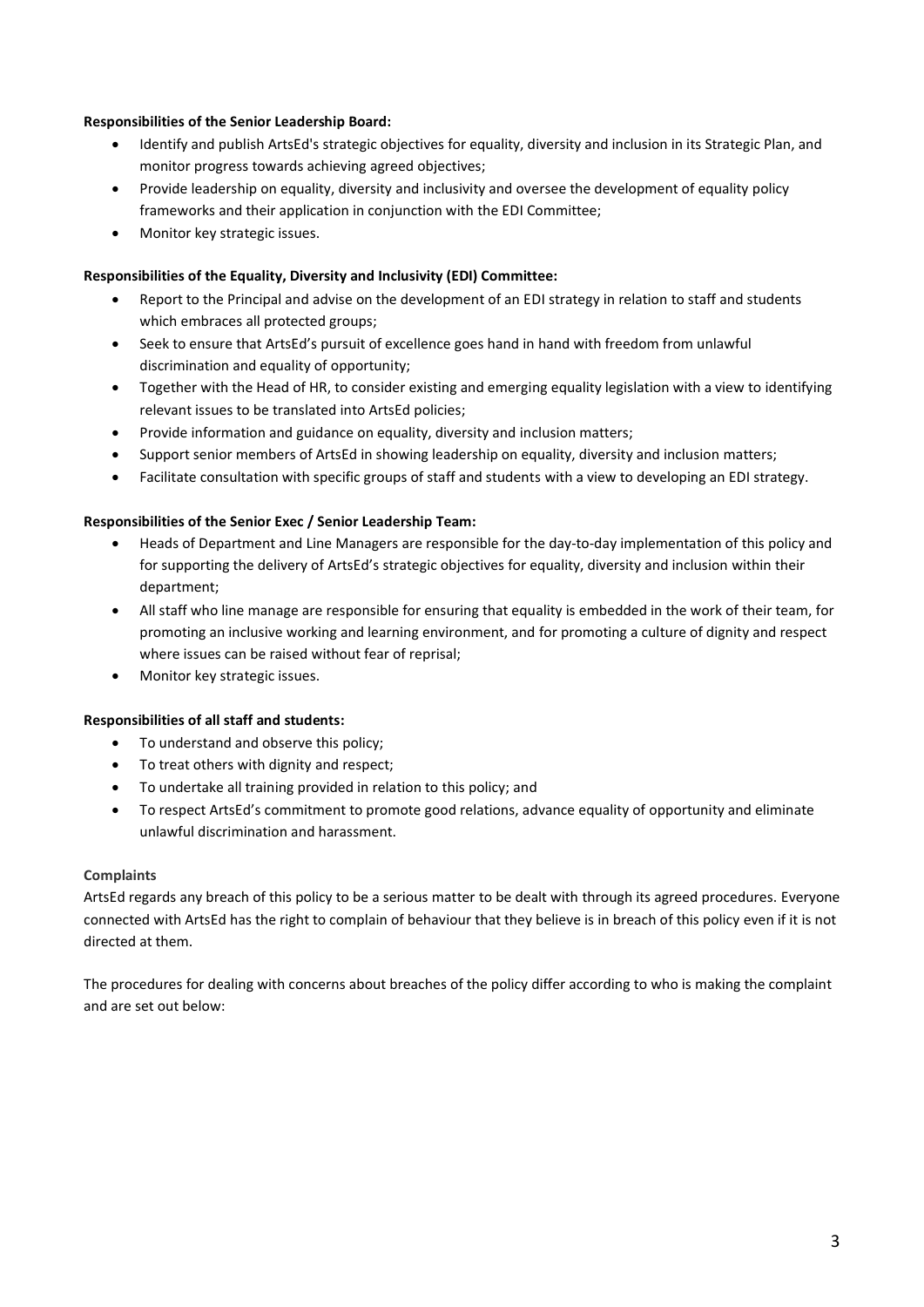**Responsibilities of the Senior Leadership Board:**

- Identify and publish ArtsEd's strategic objectives for equality, diversity and inclusion in its Strategic Plan, and monitor progress towards achieving agreed objectives;
- Provide leadership on equality, diversity and inclusivity and oversee the development of equality policy frameworks and their application in conjunction with the EDI Committee;
- Monitor key strategic issues.

**Responsibilities of the Equality, Diversity and Inclusivity (EDI) Committee:**

- Report to the Principal and advise on the development of an EDI strategy in relation to staff and students which embraces all protected groups;
- Seek to ensure that ArtsEd's pursuit of excellence goes hand in hand with freedom from unlawful discrimination and equality of opportunity;
- Together with the Head of HR, to consider existing and emerging equality legislation with a view to identifying relevant issues to be translated into ArtsEd policies;
- Provide information and guidance on equality, diversity and inclusion matters;
- Support senior members of ArtsEd in showing leadership on equality, diversity and inclusion matters;
- Facilitate consultation with specific groups of staff and students with a view to developing an EDI strategy.

**Responsibilities of the Senior Exec / Senior Leadership Team:**

- Heads of Department and Line Managers are responsible for the day-to-day implementation of this policy and for supporting the delivery of ArtsEd's strategic objectives for equality, diversity and inclusion within their department;
- All staff who line manage are responsible for ensuring that equality is embedded in the work of their team, for promoting an inclusive working and learning environment, and for promoting a culture of dignity and respect where issues can be raised without fear of reprisal;
- Monitor key strategic issues.

**Responsibilities of all staff and students:**

- To understand and observe this policy;
- To treat others with dignity and respect;
- To undertake all training provided in relation to this policy; and
- To respect ArtsEd's commitment to promote good relations, advance equality of opportunity and eliminate unlawful discrimination and harassment.

**Complaints**

ArtsEd regards any breach of this policy to be a serious matter to be dealt with through its agreed procedures. Everyone connected with ArtsEd has the right to complain of behaviour that they believe is in breach of this policy even if it is not directed at them.

The procedures for dealing with concerns about breaches of the policy differ according to who is making the complaint and are set out below: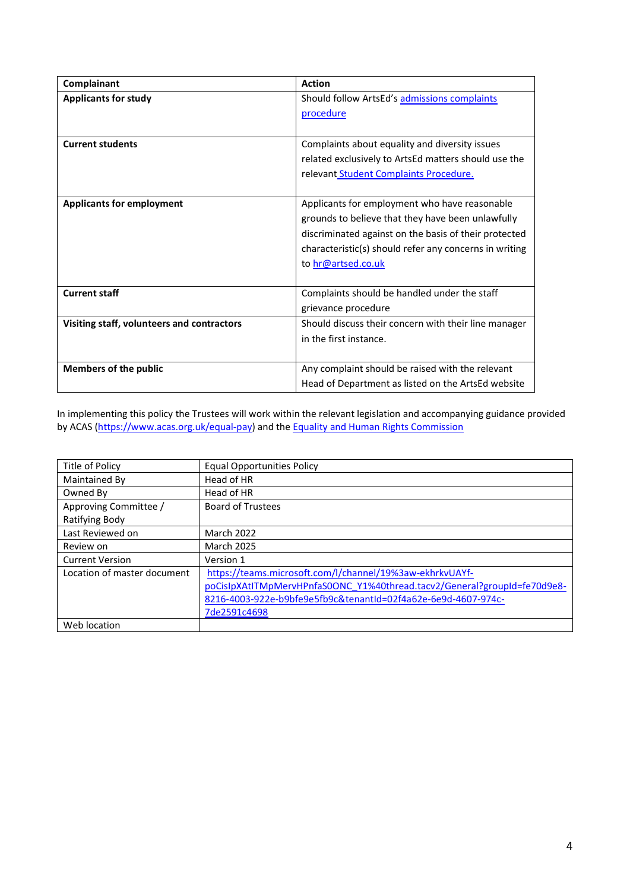| **Complainant** | **Action** |
|---|---|
| **Applicants for study** | Should follow ArtsEd's admissions complaints procedure |
| **Current students** | Complaints about equality and diversity issues related exclusively to ArtsEd matters should use the relevant Student Complaints Procedure. |
| **Applicants for employment** | Applicants for employment who have reasonable grounds to believe that they have been unlawfully discriminated against on the basis of their protected characteristic(s) should refer any concerns in writing to hr@artsed.co.uk |
| **Current staff** | Complaints should be handled under the staff grievance procedure |
| **Visiting staff, volunteers and contractors** | Should discuss their concern with their line manager in the first instance. |
| **Members of the public** | Any complaint should be raised with the relevant Head of Department as listed on the ArtsEd website |

In implementing this policy the Trustees will work within the relevant legislation and accompanying guidance provided by ACAS (https://www.acas.org.uk/equal-pay) and the Equality and Human Rights Commission

| | |
|---|---|
| Title of Policy | Equal Opportunities Policy |
| Maintained By | Head of HR |
| Owned By | Head of HR |
| Approving Committee / Ratifying Body | Board of Trustees |
| Last Reviewed on | March 2022 |
| Review on | March 2025 |
| Current Version | Version 1 |
| Location of master document | https://teams.microsoft.com/l/channel/19%3aw-ekhrkvUAYf-poCisIpXAtITMpMervHPnfaS0ONC_Y1%40thread.tacv2/General?groupId=fe70d9e8-8216-4003-922e-b9bfe9e5fb9c&tenantId=02f4a62e-6e9d-4607-974c-7de2591c4698 |
| Web location | |